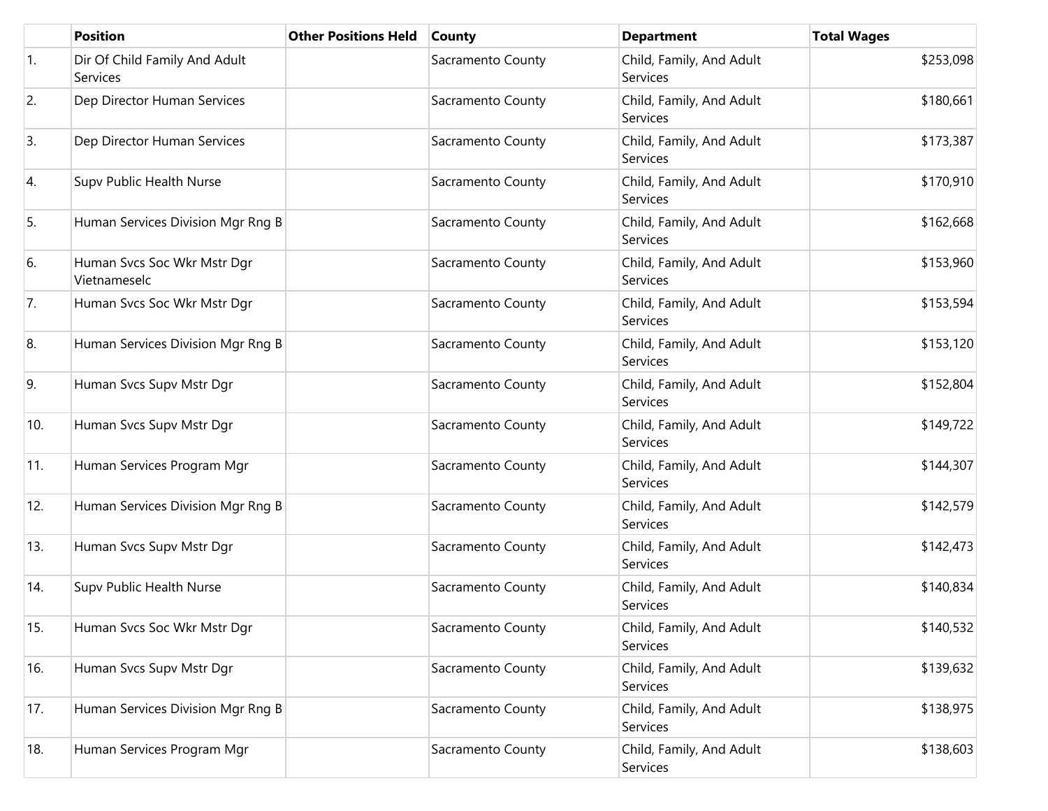| | Position | Other Positions Held | County | Department | Total Wages |
|---|---|---|---|---|---|
| 1. | Dir Of Child Family And Adult Services | | Sacramento County | Child, Family, And Adult Services | $253,098 |
| 2. | Dep Director Human Services | | Sacramento County | Child, Family, And Adult Services | $180,661 |
| 3. | Dep Director Human Services | | Sacramento County | Child, Family, And Adult Services | $173,387 |
| 4. | Supv Public Health Nurse | | Sacramento County | Child, Family, And Adult Services | $170,910 |
| 5. | Human Services Division Mgr Rng B | | Sacramento County | Child, Family, And Adult Services | $162,668 |
| 6. | Human Svcs Soc Wkr Mstr Dgr Vietnameselc | | Sacramento County | Child, Family, And Adult Services | $153,960 |
| 7. | Human Svcs Soc Wkr Mstr Dgr | | Sacramento County | Child, Family, And Adult Services | $153,594 |
| 8. | Human Services Division Mgr Rng B | | Sacramento County | Child, Family, And Adult Services | $153,120 |
| 9. | Human Svcs Supv Mstr Dgr | | Sacramento County | Child, Family, And Adult Services | $152,804 |
| 10. | Human Svcs Supv Mstr Dgr | | Sacramento County | Child, Family, And Adult Services | $149,722 |
| 11. | Human Services Program Mgr | | Sacramento County | Child, Family, And Adult Services | $144,307 |
| 12. | Human Services Division Mgr Rng B | | Sacramento County | Child, Family, And Adult Services | $142,579 |
| 13. | Human Svcs Supv Mstr Dgr | | Sacramento County | Child, Family, And Adult Services | $142,473 |
| 14. | Supv Public Health Nurse | | Sacramento County | Child, Family, And Adult Services | $140,834 |
| 15. | Human Svcs Soc Wkr Mstr Dgr | | Sacramento County | Child, Family, And Adult Services | $140,532 |
| 16. | Human Svcs Supv Mstr Dgr | | Sacramento County | Child, Family, And Adult Services | $139,632 |
| 17. | Human Services Division Mgr Rng B | | Sacramento County | Child, Family, And Adult Services | $138,975 |
| 18. | Human Services Program Mgr | | Sacramento County | Child, Family, And Adult Services | $138,603 |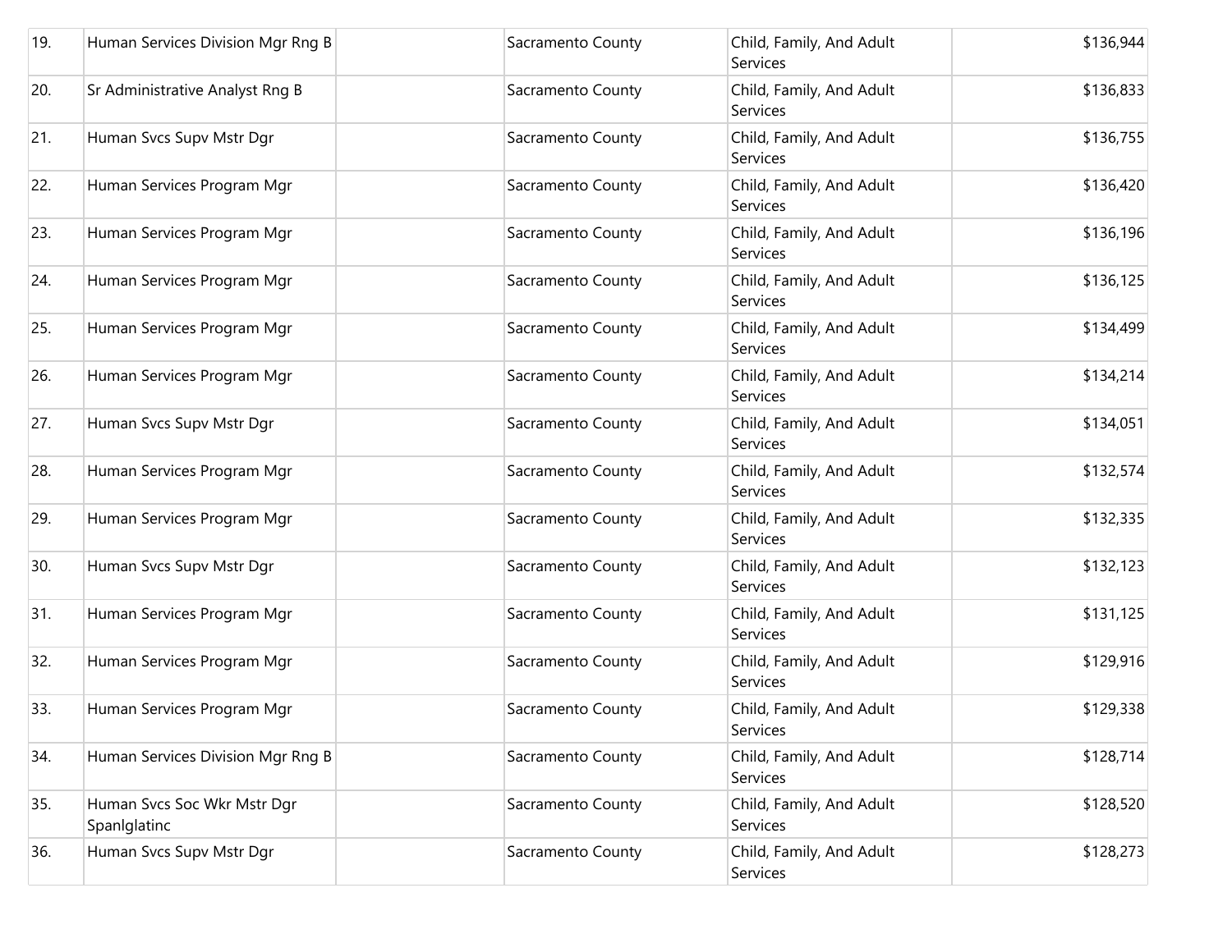| | | | | | |
|---|---|---|---|---|---|
| 19. | Human Services Division Mgr Rng B | | Sacramento County | Child, Family, And Adult Services | $136,944 |
| 20. | Sr Administrative Analyst Rng B | | Sacramento County | Child, Family, And Adult Services | $136,833 |
| 21. | Human Svcs Supv Mstr Dgr | | Sacramento County | Child, Family, And Adult Services | $136,755 |
| 22. | Human Services Program Mgr | | Sacramento County | Child, Family, And Adult Services | $136,420 |
| 23. | Human Services Program Mgr | | Sacramento County | Child, Family, And Adult Services | $136,196 |
| 24. | Human Services Program Mgr | | Sacramento County | Child, Family, And Adult Services | $136,125 |
| 25. | Human Services Program Mgr | | Sacramento County | Child, Family, And Adult Services | $134,499 |
| 26. | Human Services Program Mgr | | Sacramento County | Child, Family, And Adult Services | $134,214 |
| 27. | Human Svcs Supv Mstr Dgr | | Sacramento County | Child, Family, And Adult Services | $134,051 |
| 28. | Human Services Program Mgr | | Sacramento County | Child, Family, And Adult Services | $132,574 |
| 29. | Human Services Program Mgr | | Sacramento County | Child, Family, And Adult Services | $132,335 |
| 30. | Human Svcs Supv Mstr Dgr | | Sacramento County | Child, Family, And Adult Services | $132,123 |
| 31. | Human Services Program Mgr | | Sacramento County | Child, Family, And Adult Services | $131,125 |
| 32. | Human Services Program Mgr | | Sacramento County | Child, Family, And Adult Services | $129,916 |
| 33. | Human Services Program Mgr | | Sacramento County | Child, Family, And Adult Services | $129,338 |
| 34. | Human Services Division Mgr Rng B | | Sacramento County | Child, Family, And Adult Services | $128,714 |
| 35. | Human Svcs Soc Wkr Mstr Dgr Spanlglatinc | | Sacramento County | Child, Family, And Adult Services | $128,520 |
| 36. | Human Svcs Supv Mstr Dgr | | Sacramento County | Child, Family, And Adult Services | $128,273 |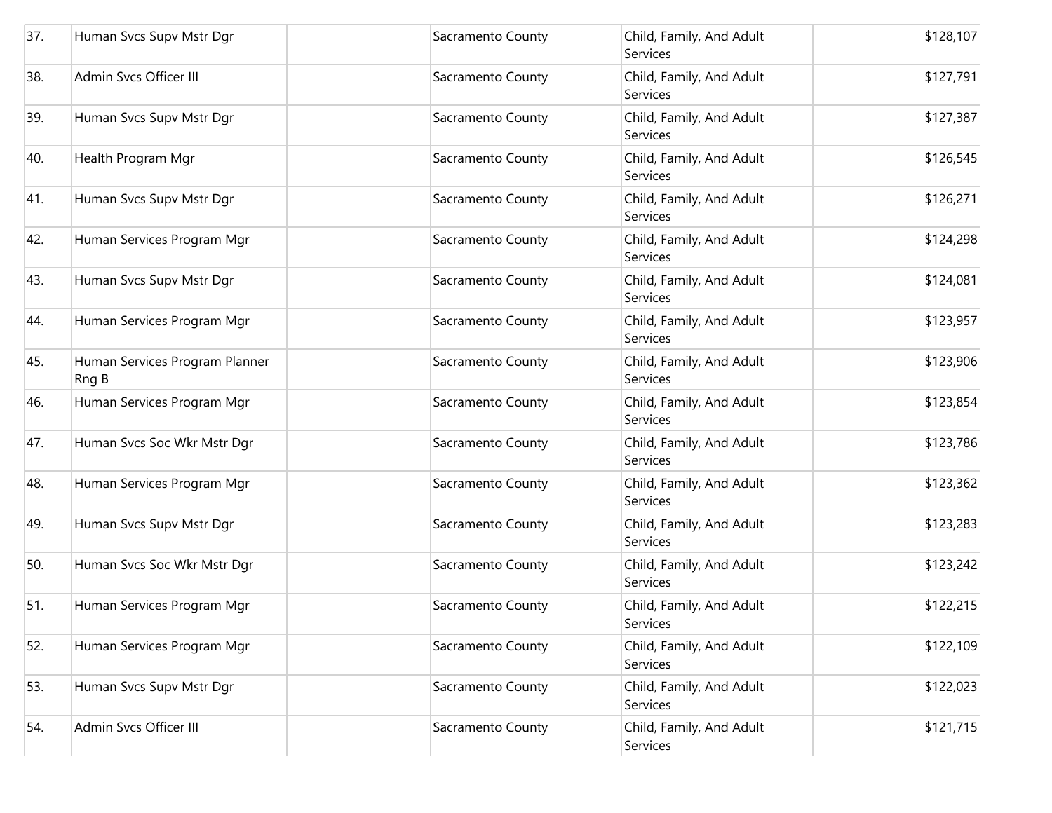| | | | | | |
|---|---|---|---|---|---|
| 37. | Human Svcs Supv Mstr Dgr | | Sacramento County | Child, Family, And Adult Services | $128,107 |
| 38. | Admin Svcs Officer III | | Sacramento County | Child, Family, And Adult Services | $127,791 |
| 39. | Human Svcs Supv Mstr Dgr | | Sacramento County | Child, Family, And Adult Services | $127,387 |
| 40. | Health Program Mgr | | Sacramento County | Child, Family, And Adult Services | $126,545 |
| 41. | Human Svcs Supv Mstr Dgr | | Sacramento County | Child, Family, And Adult Services | $126,271 |
| 42. | Human Services Program Mgr | | Sacramento County | Child, Family, And Adult Services | $124,298 |
| 43. | Human Svcs Supv Mstr Dgr | | Sacramento County | Child, Family, And Adult Services | $124,081 |
| 44. | Human Services Program Mgr | | Sacramento County | Child, Family, And Adult Services | $123,957 |
| 45. | Human Services Program Planner Rng B | | Sacramento County | Child, Family, And Adult Services | $123,906 |
| 46. | Human Services Program Mgr | | Sacramento County | Child, Family, And Adult Services | $123,854 |
| 47. | Human Svcs Soc Wkr Mstr Dgr | | Sacramento County | Child, Family, And Adult Services | $123,786 |
| 48. | Human Services Program Mgr | | Sacramento County | Child, Family, And Adult Services | $123,362 |
| 49. | Human Svcs Supv Mstr Dgr | | Sacramento County | Child, Family, And Adult Services | $123,283 |
| 50. | Human Svcs Soc Wkr Mstr Dgr | | Sacramento County | Child, Family, And Adult Services | $123,242 |
| 51. | Human Services Program Mgr | | Sacramento County | Child, Family, And Adult Services | $122,215 |
| 52. | Human Services Program Mgr | | Sacramento County | Child, Family, And Adult Services | $122,109 |
| 53. | Human Svcs Supv Mstr Dgr | | Sacramento County | Child, Family, And Adult Services | $122,023 |
| 54. | Admin Svcs Officer III | | Sacramento County | Child, Family, And Adult Services | $121,715 |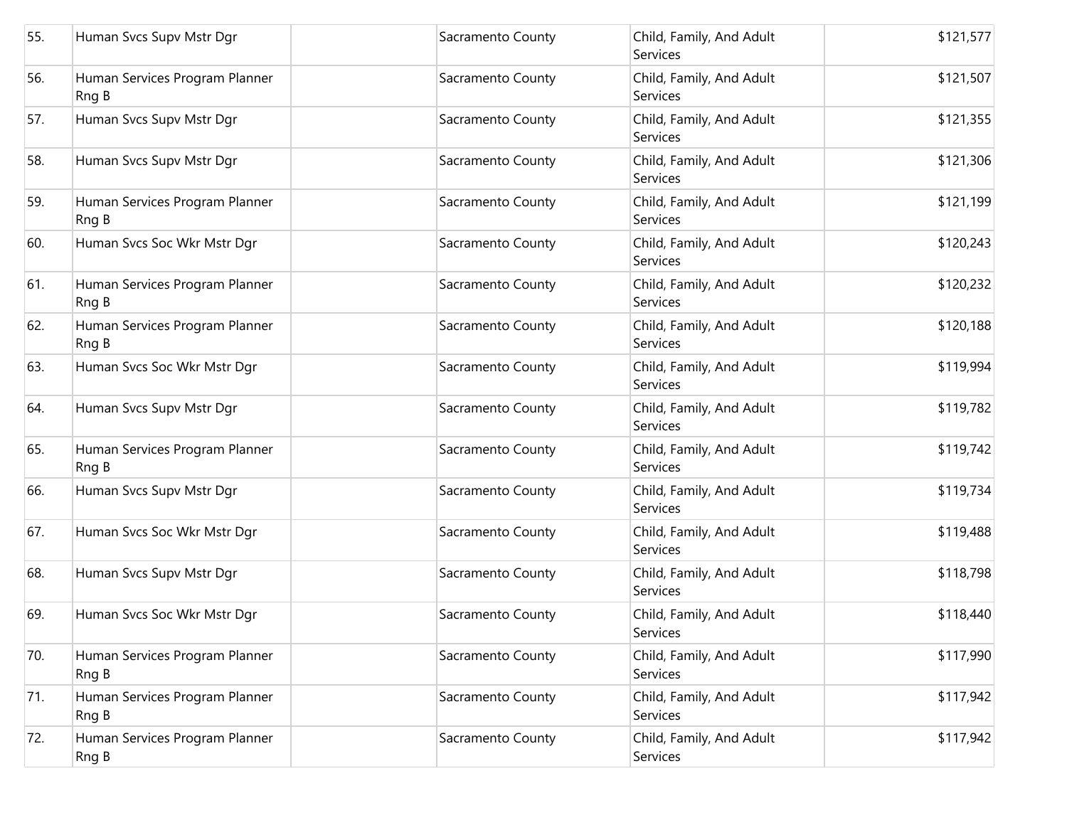| | | | | | |
|---|---|---|---|---|---|
| 55. | Human Svcs Supv Mstr Dgr | | Sacramento County | Child, Family, And Adult Services | $121,577 |
| 56. | Human Services Program Planner Rng B | | Sacramento County | Child, Family, And Adult Services | $121,507 |
| 57. | Human Svcs Supv Mstr Dgr | | Sacramento County | Child, Family, And Adult Services | $121,355 |
| 58. | Human Svcs Supv Mstr Dgr | | Sacramento County | Child, Family, And Adult Services | $121,306 |
| 59. | Human Services Program Planner Rng B | | Sacramento County | Child, Family, And Adult Services | $121,199 |
| 60. | Human Svcs Soc Wkr Mstr Dgr | | Sacramento County | Child, Family, And Adult Services | $120,243 |
| 61. | Human Services Program Planner Rng B | | Sacramento County | Child, Family, And Adult Services | $120,232 |
| 62. | Human Services Program Planner Rng B | | Sacramento County | Child, Family, And Adult Services | $120,188 |
| 63. | Human Svcs Soc Wkr Mstr Dgr | | Sacramento County | Child, Family, And Adult Services | $119,994 |
| 64. | Human Svcs Supv Mstr Dgr | | Sacramento County | Child, Family, And Adult Services | $119,782 |
| 65. | Human Services Program Planner Rng B | | Sacramento County | Child, Family, And Adult Services | $119,742 |
| 66. | Human Svcs Supv Mstr Dgr | | Sacramento County | Child, Family, And Adult Services | $119,734 |
| 67. | Human Svcs Soc Wkr Mstr Dgr | | Sacramento County | Child, Family, And Adult Services | $119,488 |
| 68. | Human Svcs Supv Mstr Dgr | | Sacramento County | Child, Family, And Adult Services | $118,798 |
| 69. | Human Svcs Soc Wkr Mstr Dgr | | Sacramento County | Child, Family, And Adult Services | $118,440 |
| 70. | Human Services Program Planner Rng B | | Sacramento County | Child, Family, And Adult Services | $117,990 |
| 71. | Human Services Program Planner Rng B | | Sacramento County | Child, Family, And Adult Services | $117,942 |
| 72. | Human Services Program Planner Rng B | | Sacramento County | Child, Family, And Adult Services | $117,942 |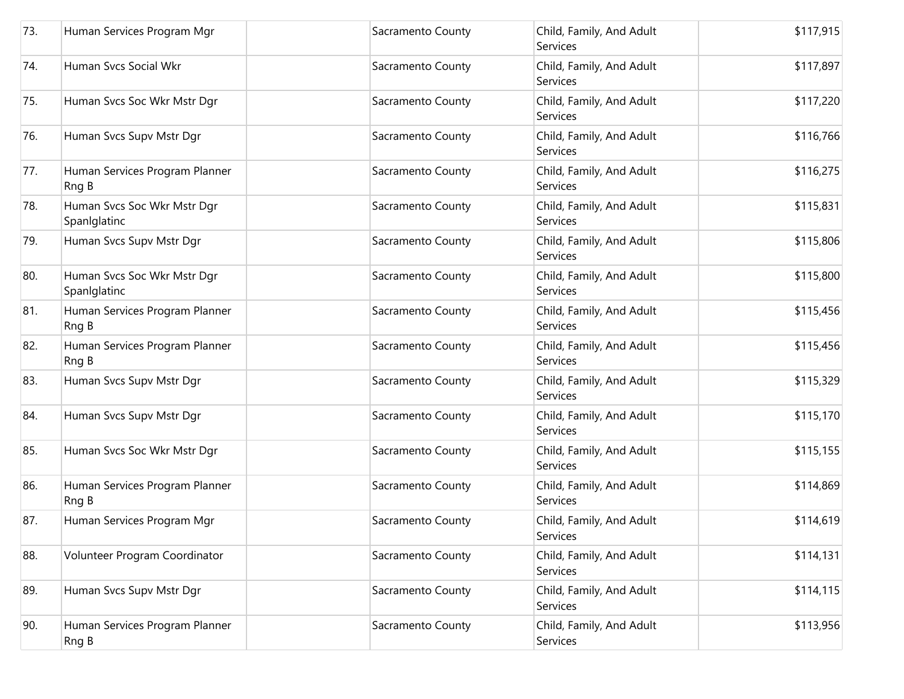| | | | | | |
|---|---|---|---|---|---|
| 73. | Human Services Program Mgr | | Sacramento County | Child, Family, And Adult Services | $117,915 |
| 74. | Human Svcs Social Wkr | | Sacramento County | Child, Family, And Adult Services | $117,897 |
| 75. | Human Svcs Soc Wkr Mstr Dgr | | Sacramento County | Child, Family, And Adult Services | $117,220 |
| 76. | Human Svcs Supv Mstr Dgr | | Sacramento County | Child, Family, And Adult Services | $116,766 |
| 77. | Human Services Program Planner Rng B | | Sacramento County | Child, Family, And Adult Services | $116,275 |
| 78. | Human Svcs Soc Wkr Mstr Dgr Spanlglatinc | | Sacramento County | Child, Family, And Adult Services | $115,831 |
| 79. | Human Svcs Supv Mstr Dgr | | Sacramento County | Child, Family, And Adult Services | $115,806 |
| 80. | Human Svcs Soc Wkr Mstr Dgr Spanlglatinc | | Sacramento County | Child, Family, And Adult Services | $115,800 |
| 81. | Human Services Program Planner Rng B | | Sacramento County | Child, Family, And Adult Services | $115,456 |
| 82. | Human Services Program Planner Rng B | | Sacramento County | Child, Family, And Adult Services | $115,456 |
| 83. | Human Svcs Supv Mstr Dgr | | Sacramento County | Child, Family, And Adult Services | $115,329 |
| 84. | Human Svcs Supv Mstr Dgr | | Sacramento County | Child, Family, And Adult Services | $115,170 |
| 85. | Human Svcs Soc Wkr Mstr Dgr | | Sacramento County | Child, Family, And Adult Services | $115,155 |
| 86. | Human Services Program Planner Rng B | | Sacramento County | Child, Family, And Adult Services | $114,869 |
| 87. | Human Services Program Mgr | | Sacramento County | Child, Family, And Adult Services | $114,619 |
| 88. | Volunteer Program Coordinator | | Sacramento County | Child, Family, And Adult Services | $114,131 |
| 89. | Human Svcs Supv Mstr Dgr | | Sacramento County | Child, Family, And Adult Services | $114,115 |
| 90. | Human Services Program Planner Rng B | | Sacramento County | Child, Family, And Adult Services | $113,956 |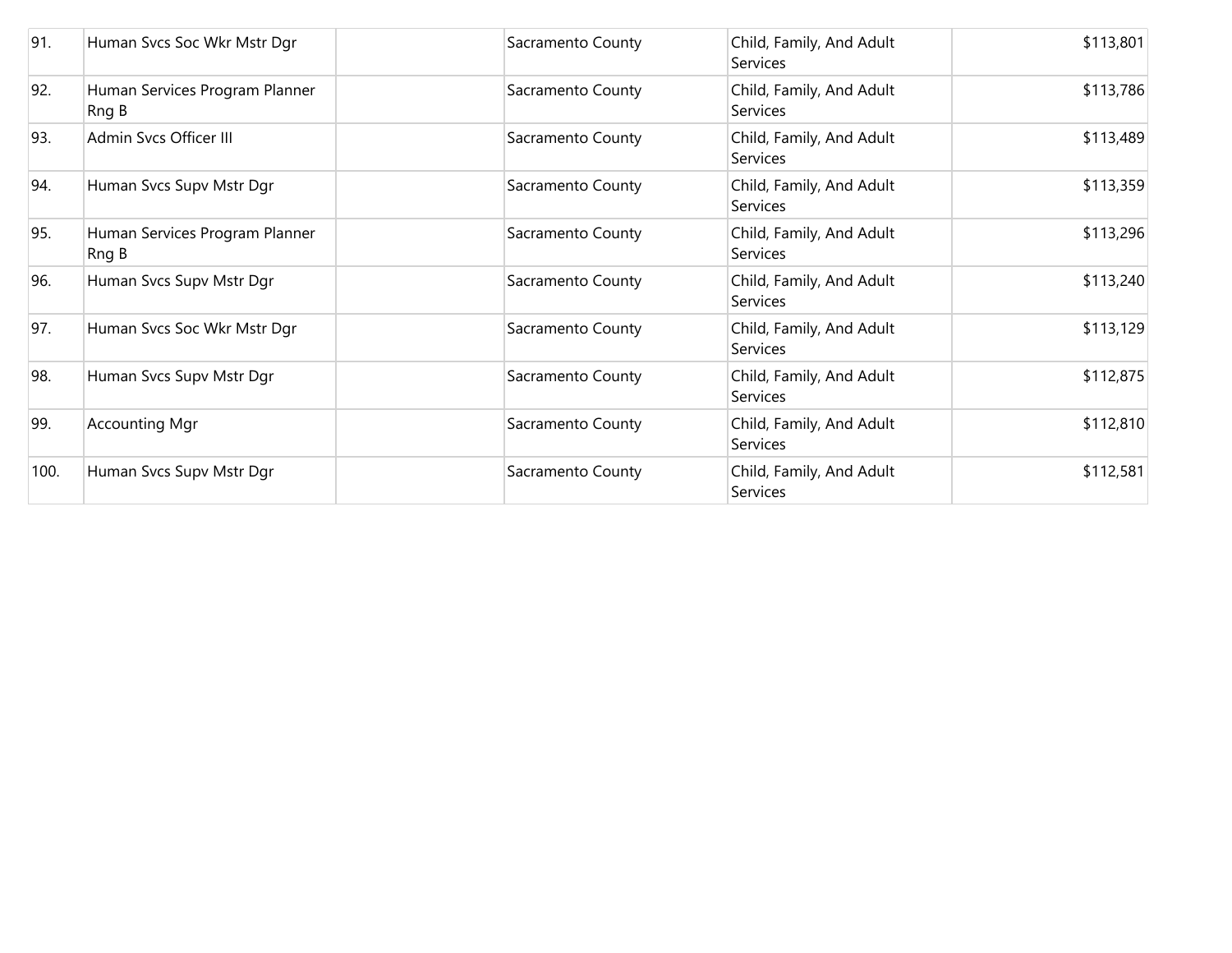| | | | | | |
|---|---|---|---|---|---|
| 91. | Human Svcs Soc Wkr Mstr Dgr | | Sacramento County | Child, Family, And Adult Services | $113,801 |
| 92. | Human Services Program Planner Rng B | | Sacramento County | Child, Family, And Adult Services | $113,786 |
| 93. | Admin Svcs Officer III | | Sacramento County | Child, Family, And Adult Services | $113,489 |
| 94. | Human Svcs Supv Mstr Dgr | | Sacramento County | Child, Family, And Adult Services | $113,359 |
| 95. | Human Services Program Planner Rng B | | Sacramento County | Child, Family, And Adult Services | $113,296 |
| 96. | Human Svcs Supv Mstr Dgr | | Sacramento County | Child, Family, And Adult Services | $113,240 |
| 97. | Human Svcs Soc Wkr Mstr Dgr | | Sacramento County | Child, Family, And Adult Services | $113,129 |
| 98. | Human Svcs Supv Mstr Dgr | | Sacramento County | Child, Family, And Adult Services | $112,875 |
| 99. | Accounting Mgr | | Sacramento County | Child, Family, And Adult Services | $112,810 |
| 100. | Human Svcs Supv Mstr Dgr | | Sacramento County | Child, Family, And Adult Services | $112,581 |